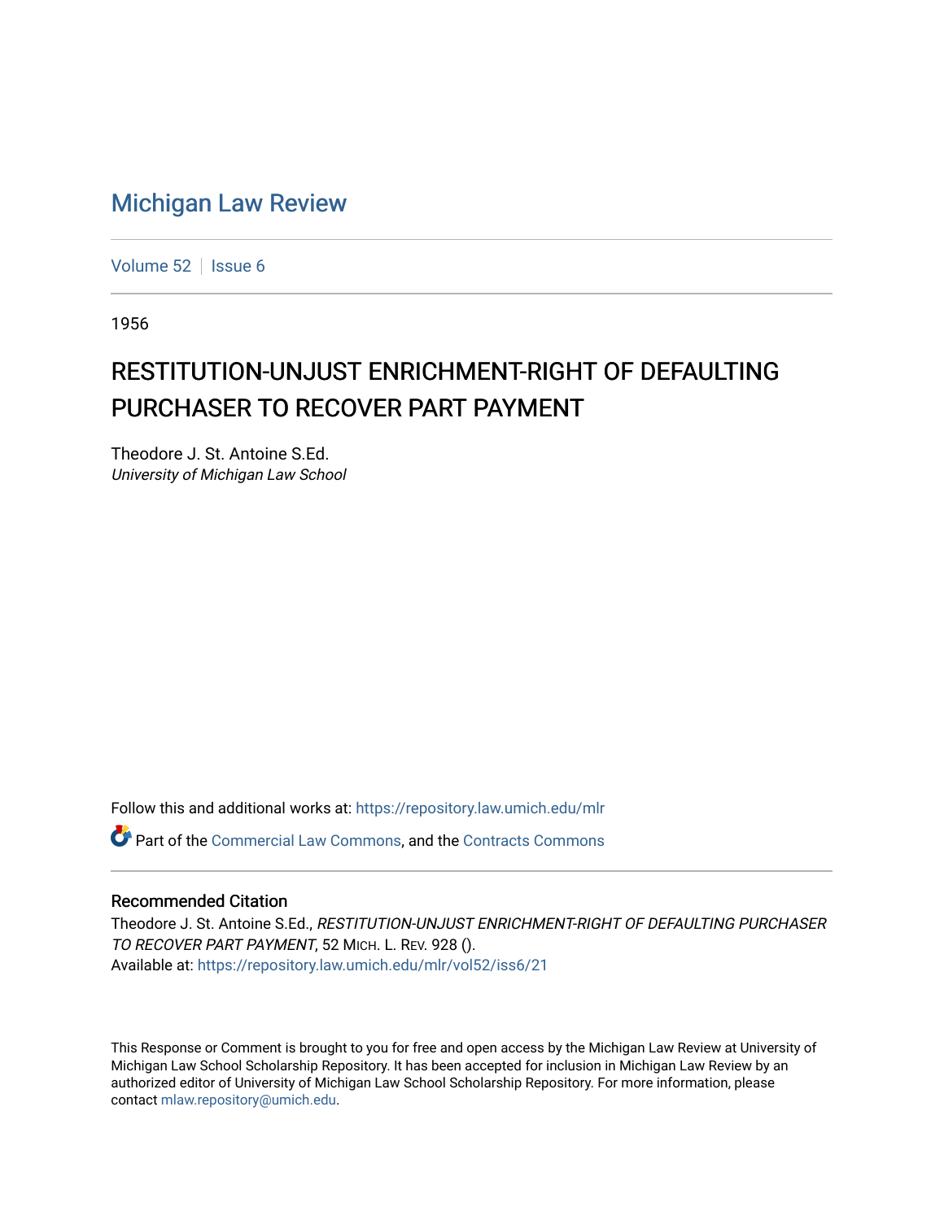# Michigan Law Review

Volume 52 | Issue 6

1956

## RESTITUTION-UNJUST ENRICHMENT-RIGHT OF DEFAULTING PURCHASER TO RECOVER PART PAYMENT

Theodore J. St. Antoine S.Ed.
*University of Michigan Law School*

Follow this and additional works at: https://repository.law.umich.edu/mlr

Part of the Commercial Law Commons, and the Contracts Commons

### Recommended Citation

Theodore J. St. Antoine S.Ed., *RESTITUTION-UNJUST ENRICHMENT-RIGHT OF DEFAULTING PURCHASER TO RECOVER PART PAYMENT*, 52 MICH. L. REV. 928 ().
Available at: https://repository.law.umich.edu/mlr/vol52/iss6/21

This Response or Comment is brought to you for free and open access by the Michigan Law Review at University of Michigan Law School Scholarship Repository. It has been accepted for inclusion in Michigan Law Review by an authorized editor of University of Michigan Law School Scholarship Repository. For more information, please contact mlaw.repository@umich.edu.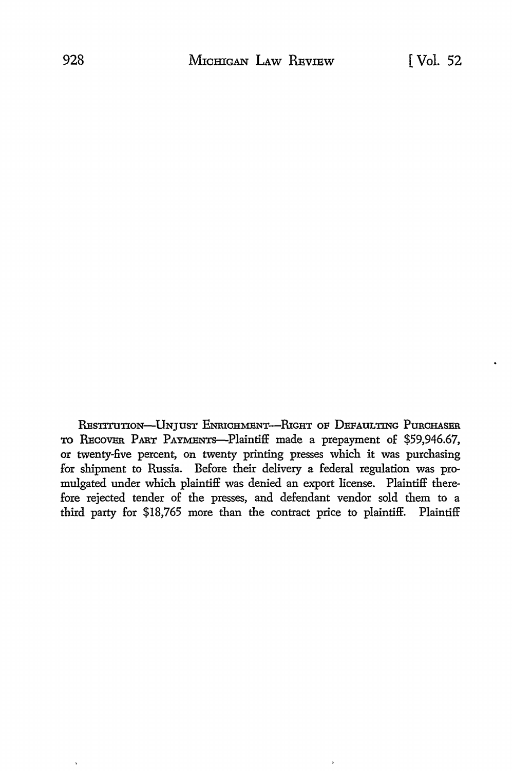RESTITUTION—UNJUST ENRICHMENT—RIGHT OF DEFAULTING PURCHASER TO RECOVER PART PAYMENTS—Plaintiff made a prepayment of $59,946.67, or twenty-five percent, on twenty printing presses which it was purchasing for shipment to Russia. Before their delivery a federal regulation was promulgated under which plaintiff was denied an export license. Plaintiff therefore rejected tender of the presses, and defendant vendor sold them to a third party for $18,765 more than the contract price to plaintiff. Plaintiff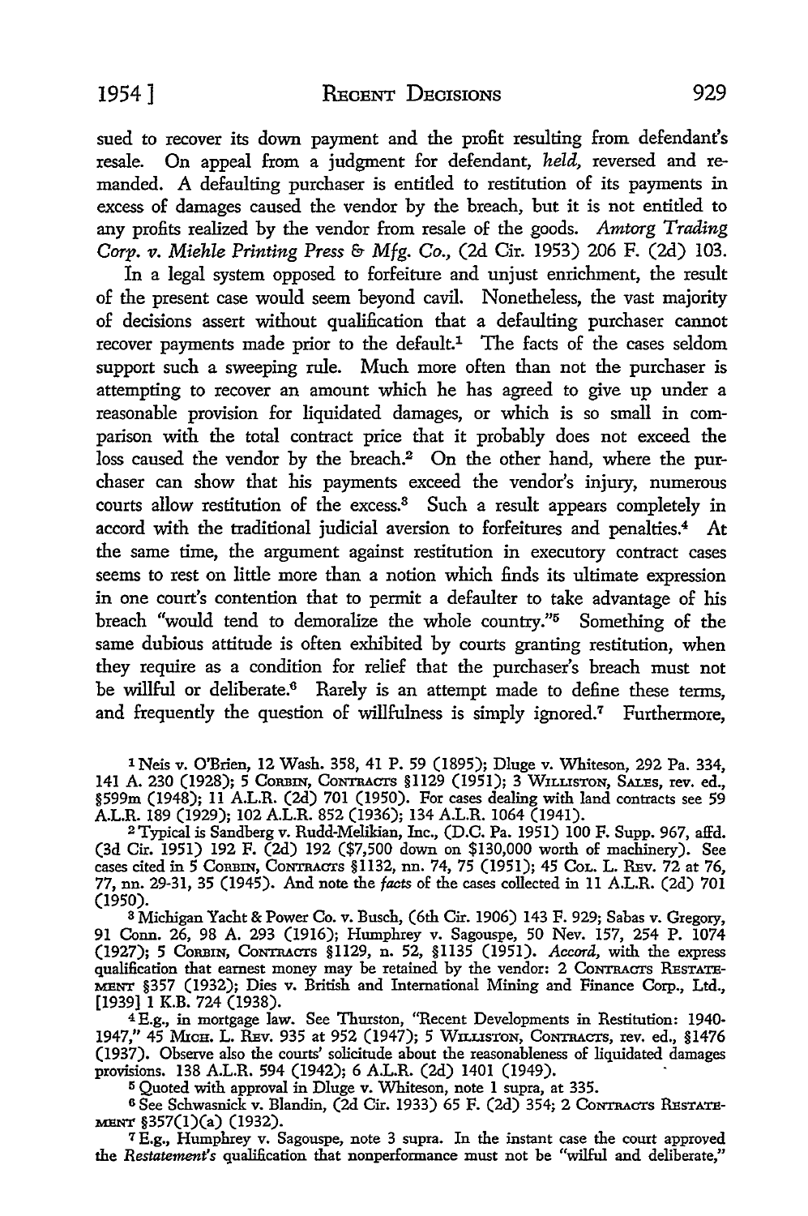sued to recover its down payment and the profit resulting from defendant's resale. On appeal from a judgment for defendant, *held,* reversed and remanded. A defaulting purchaser is entitled to restitution of its payments in excess of damages caused the vendor by the breach, but it is not entitled to any profits realized by the vendor from resale of the goods. *Amtorg Trading Corp. v. Miehle Printing Press & Mfg. Co.,* (2d Cir. 1953) 206 F. (2d) 103.

In a legal system opposed to forfeiture and unjust enrichment, the result of the present case would seem beyond cavil. Nonetheless, the vast majority of decisions assert without qualification that a defaulting purchaser cannot recover payments made prior to the default.[1] The facts of the cases seldom support such a sweeping rule. Much more often than not the purchaser is attempting to recover an amount which he has agreed to give up under a reasonable provision for liquidated damages, or which is so small in comparison with the total contract price that it probably does not exceed the loss caused the vendor by the breach.[2] On the other hand, where the purchaser can show that his payments exceed the vendor's injury, numerous courts allow restitution of the excess.[3] Such a result appears completely in accord with the traditional judicial aversion to forfeitures and penalties.[4] At the same time, the argument against restitution in executory contract cases seems to rest on little more than a notion which finds its ultimate expression in one court's contention that to permit a defaulter to take advantage of his breach "would tend to demoralize the whole country."[5] Something of the same dubious attitude is often exhibited by courts granting restitution, when they require as a condition for relief that the purchaser's breach must not be willful or deliberate.[6] Rarely is an attempt made to define these terms, and frequently the question of willfulness is simply ignored.[7] Furthermore,

---

[1] Neis v. O'Brien, 12 Wash. 358, 41 P. 59 (1895); Dluge v. Whiteson, 292 Pa. 334, 141 A. 230 (1928); 5 CORBIN, CONTRACTS §1129 (1951); 3 WILLISTON, SALES, rev. ed., §599m (1948); 11 A.L.R. (2d) 701 (1950). For cases dealing with land contracts see 59 A.L.R. 189 (1929); 102 A.L.R. 852 (1936); 134 A.L.R. 1064 (1941).

[2] Typical is Sandberg v. Rudd-Melikian, Inc., (D.C. Pa. 1951) 100 F. Supp. 967, affd. (3d Cir. 1951) 192 F. (2d) 192 ($7,500 down on $130,000 worth of machinery). See cases cited in 5 CORBIN, CONTRACTS §1132, nn. 74, 75 (1951); 45 COL. L. REV. 72 at 76, 77, nn. 29-31, 35 (1945). And note the *facts* of the cases collected in 11 A.L.R. (2d) 701 (1950).

[3] Michigan Yacht & Power Co. v. Busch, (6th Cir. 1906) 143 F. 929; Sabas v. Gregory, 91 Conn. 26, 98 A. 293 (1916); Humphrey v. Sagouspe, 50 Nev. 157, 254 P. 1074 (1927); 5 CORBIN, CONTRACTS §1129, n. 52, §1135 (1951). *Accord,* with the express qualification that earnest money may be retained by the vendor: 2 CONTRACTS RESTATEMENT §357 (1932); Dies v. British and International Mining and Finance Corp., Ltd., [1939] 1 K.B. 724 (1938).

[4] E.g., in mortgage law. See Thurston, "Recent Developments in Restitution: 1940-1947," 45 MICH. L. REV. 935 at 952 (1947); 5 WILLISTON, CONTRACTS, rev. ed., §1476 (1937). Observe also the courts' solicitude about the reasonableness of liquidated damages provisions. 138 A.L.R. 594 (1942); 6 A.L.R. (2d) 1401 (1949).

[5] Quoted with approval in Dluge v. Whiteson, note 1 supra, at 335.

[6] See Schwasnick v. Blandin, (2d Cir. 1933) 65 F. (2d) 354; 2 CONTRACTS RESTATEMENT §357(1)(a) (1932).

[7] E.g., Humphrey v. Sagouspe, note 3 supra. In the instant case the court approved the *Restatement's* qualification that nonperformance must not be "wilful and deliberate,"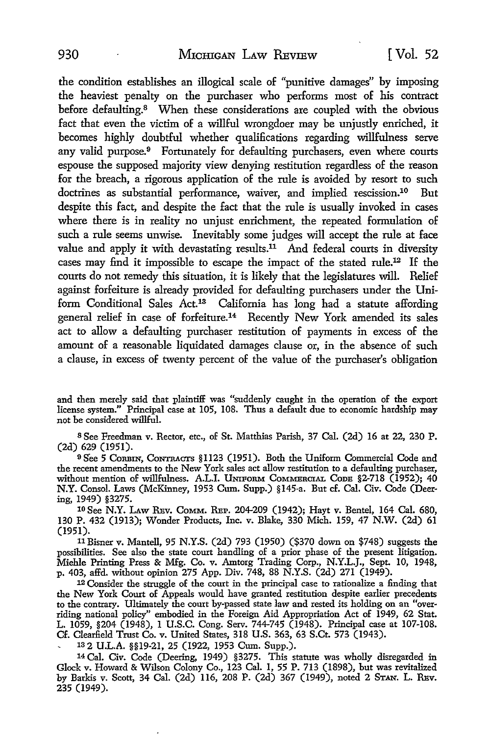the condition establishes an illogical scale of "punitive damages" by imposing the heaviest penalty on the purchaser who performs most of his contract before defaulting.[8] When these considerations are coupled with the obvious fact that even the victim of a willful wrongdoer may be unjustly enriched, it becomes highly doubtful whether qualifications regarding willfulness serve any valid purpose.[9] Fortunately for defaulting purchasers, even where courts espouse the supposed majority view denying restitution regardless of the reason for the breach, a rigorous application of the rule is avoided by resort to such doctrines as substantial performance, waiver, and implied rescission.[10] But despite this fact, and despite the fact that the rule is usually invoked in cases where there is in reality no unjust enrichment, the repeated formulation of such a rule seems unwise. Inevitably some judges will accept the rule at face value and apply it with devastating results.[11] And federal courts in diversity cases may find it impossible to escape the impact of the stated rule.[12] If the courts do not remedy this situation, it is likely that the legislatures will. Relief against forfeiture is already provided for defaulting purchasers under the Uniform Conditional Sales Act.[13] California has long had a statute affording general relief in case of forfeiture.[14] Recently New York amended its sales act to allow a defaulting purchaser restitution of payments in excess of the amount of a reasonable liquidated damages clause or, in the absence of such a clause, in excess of twenty percent of the value of the purchaser's obligation

---

and then merely said that plaintiff was "suddenly caught in the operation of the export license system." Principal case at 105, 108. Thus a default due to economic hardship may not be considered willful.

[8] See Freedman v. Rector, etc., of St. Matthias Parish, 37 Cal. (2d) 16 at 22, 230 P. (2d) 629 (1951).

[9] See 5 CORBIN, CONTRACTS §1123 (1951). Both the Uniform Commercial Code and the recent amendments to the New York sales act allow restitution to a defaulting purchaser, without mention of willfulness. A.L.I. UNIFORM COMMERCIAL CODE §2-718 (1952); 40 N.Y. Consol. Laws (McKinney, 1953 Cum. Supp.) §145-a. But cf. Cal. Civ. Code (Deering, 1949) §3275.

[10] See N.Y. LAW REV. COMM. REP. 204-209 (1942); Hayt v. Bentel, 164 Cal. 680, 130 P. 432 (1913); Wonder Products, Inc. v. Blake, 330 Mich. 159, 47 N.W. (2d) 61 (1951).

[11] Bisner v. Mantell, 95 N.Y.S. (2d) 793 (1950) ($370 down on $748) suggests the possibilities. See also the state court handling of a prior phase of the present litigation. Miehle Printing Press & Mfg. Co. v. Amtorg Trading Corp., N.Y.L.J., Sept. 10, 1948, p. 403, affd. without opinion 275 App. Div. 748, 88 N.Y.S. (2d) 271 (1949).

[12] Consider the struggle of the court in the principal case to rationalize a finding that the New York Court of Appeals would have granted restitution despite earlier precedents to the contrary. Ultimately the court by-passed state law and rested its holding on an "overriding national policy" embodied in the Foreign Aid Appropriation Act of 1949, 62 Stat. L. 1059, §204 (1948), 1 U.S.C. Cong. Serv. 744-745 (1948). Principal case at 107-108. Cf. Clearfield Trust Co. v. United States, 318 U.S. 363, 63 S.Ct. 573 (1943).

[13] 2 U.L.A. §§19-21, 25 (1922, 1953 Cum. Supp.).

[14] Cal. Civ. Code (Deering, 1949) §3275. This statute was wholly disregarded in Glock v. Howard & Wilson Colony Co., 123 Cal. 1, 55 P. 713 (1898), but was revitalized by Barkis v. Scott, 34 Cal. (2d) 116, 208 P. (2d) 367 (1949), noted 2 STAN. L. REV. 235 (1949).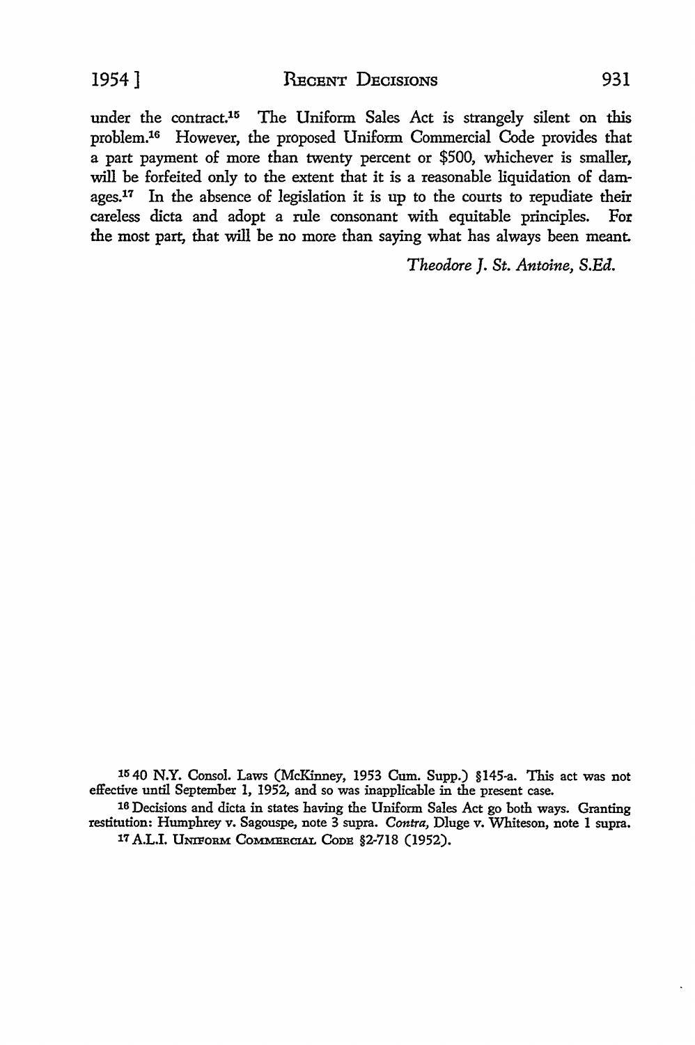under the contract.[15] The Uniform Sales Act is strangely silent on this problem.[16] However, the proposed Uniform Commercial Code provides that a part payment of more than twenty percent or $500, whichever is smaller, will be forfeited only to the extent that it is a reasonable liquidation of damages.[17] In the absence of legislation it is up to the courts to repudiate their careless dicta and adopt a rule consonant with equitable principles. For the most part, that will be no more than saying what has always been meant.

*Theodore J. St. Antoine, S.Ed.*

---

[15] 40 N.Y. Consol. Laws (McKinney, 1953 Cum. Supp.) §145-a. This act was not effective until September 1, 1952, and so was inapplicable in the present case.

[16] Decisions and dicta in states having the Uniform Sales Act go both ways. Granting restitution: Humphrey v. Sagouspe, note 3 supra. *Contra*, Dluge v. Whiteson, note 1 supra.

[17] A.L.I. UNIFORM COMMERCIAL CODE §2-718 (1952).